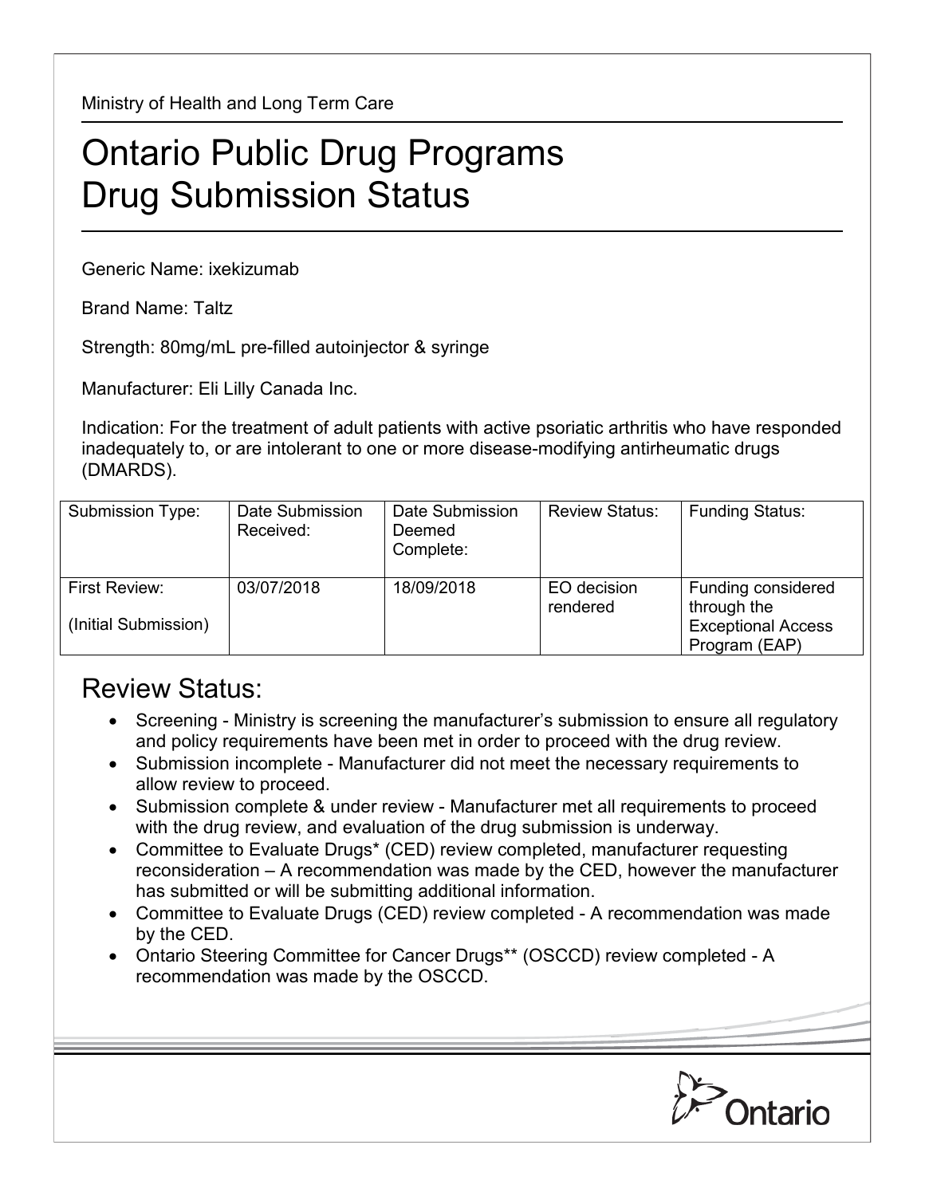Ministry of Health and Long Term Care

# Ontario Public Drug Programs
# Drug Submission Status

Generic Name: ixekizumab

Brand Name: Taltz

Strength: 80mg/mL pre-filled autoinjector & syringe

Manufacturer: Eli Lilly Canada Inc.

Indication: For the treatment of adult patients with active psoriatic arthritis who have responded inadequately to, or are intolerant to one or more disease-modifying antirheumatic drugs (DMARDS).

| Submission Type: | Date Submission Received: | Date Submission Deemed Complete: | Review Status: | Funding Status: |
|---|---|---|---|---|
| First Review:<br>(Initial Submission) | 03/07/2018 | 18/09/2018 | EO decision rendered | Funding considered through the Exceptional Access Program (EAP) |

## Review Status:

- Screening - Ministry is screening the manufacturer's submission to ensure all regulatory and policy requirements have been met in order to proceed with the drug review.
- Submission incomplete - Manufacturer did not meet the necessary requirements to allow review to proceed.
- Submission complete & under review - Manufacturer met all requirements to proceed with the drug review, and evaluation of the drug submission is underway.
- Committee to Evaluate Drugs* (CED) review completed, manufacturer requesting reconsideration – A recommendation was made by the CED, however the manufacturer has submitted or will be submitting additional information.
- Committee to Evaluate Drugs (CED) review completed - A recommendation was made by the CED.
- Ontario Steering Committee for Cancer Drugs** (OSCCD) review completed - A recommendation was made by the OSCCD.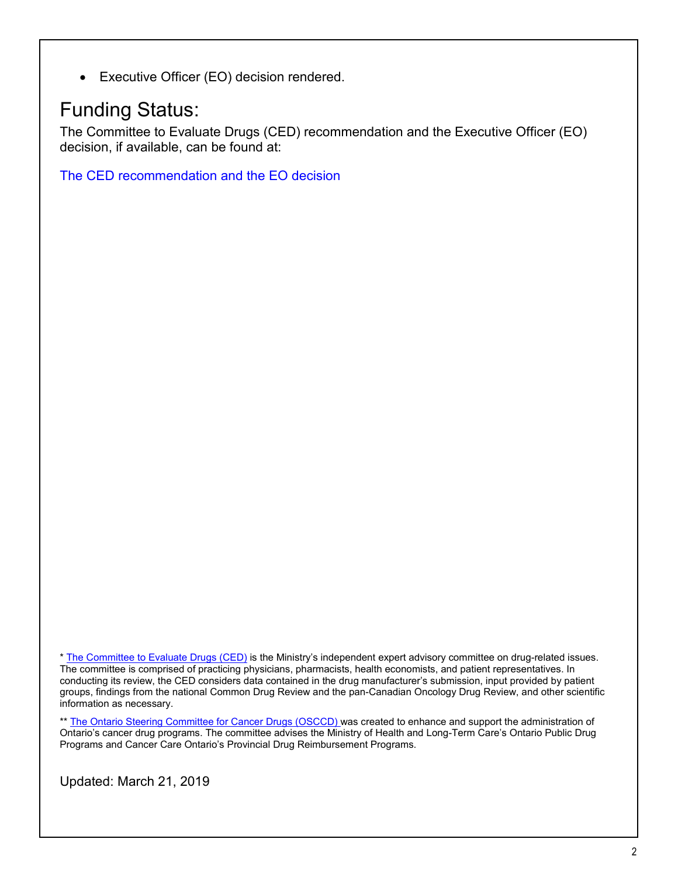- Executive Officer (EO) decision rendered.

## Funding Status:

The Committee to Evaluate Drugs (CED) recommendation and the Executive Officer (EO) decision, if available, can be found at:

The CED recommendation and the EO decision

* The Committee to Evaluate Drugs (CED) is the Ministry's independent expert advisory committee on drug-related issues. The committee is comprised of practicing physicians, pharmacists, health economists, and patient representatives. In conducting its review, the CED considers data contained in the drug manufacturer's submission, input provided by patient groups, findings from the national Common Drug Review and the pan-Canadian Oncology Drug Review, and other scientific information as necessary.

** The Ontario Steering Committee for Cancer Drugs (OSCCD) was created to enhance and support the administration of Ontario's cancer drug programs. The committee advises the Ministry of Health and Long-Term Care's Ontario Public Drug Programs and Cancer Care Ontario's Provincial Drug Reimbursement Programs.

Updated: March 21, 2019